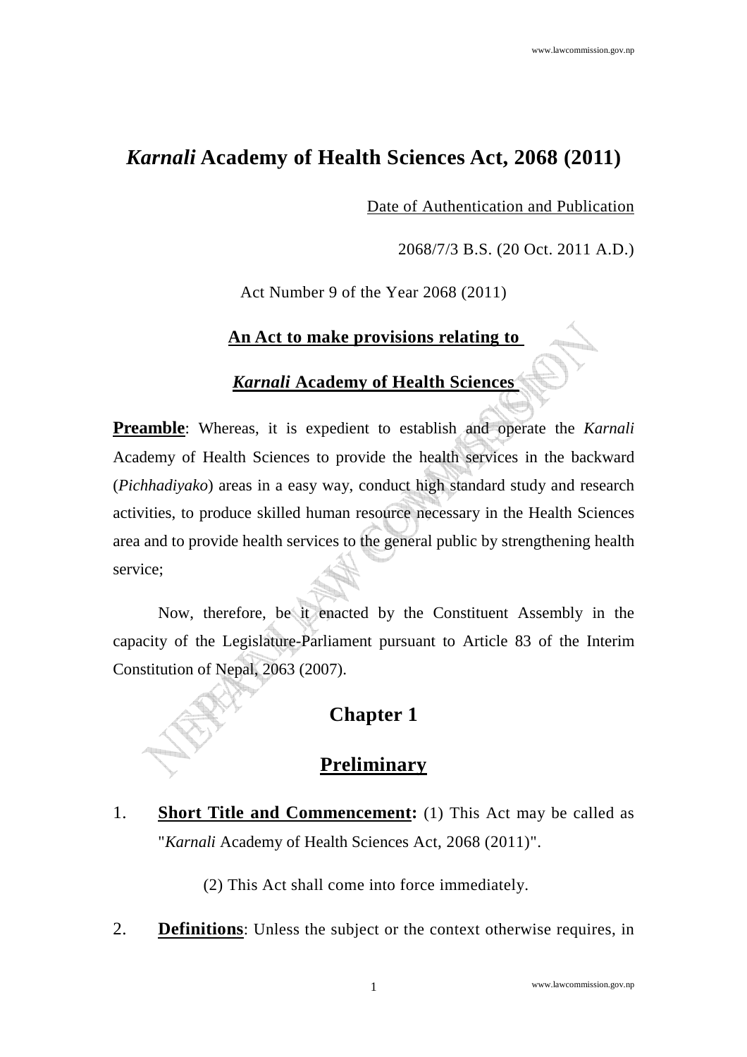# *Karnali* Academy of Health Sciences Act, 2068 (2011)

Date of Authentication and Publication

2068/7/3 B.S. (20 Oct. 2011 A.D.)

Act Number 9 of the Year 2068 (2011)

## An Act to make provisions relating to *Karnali* Academy of Health Sciences

**Preamble**: Whereas, it is expedient to establish and operate the *Karnali* Academy of Health Sciences to provide the health services in the backward (*Pichhadiyako*) areas in a easy way, conduct high standard study and research activities, to produce skilled human resource necessary in the Health Sciences area and to provide health services to the general public by strengthening health service;

Now, therefore, be it enacted by the Constituent Assembly in the capacity of the Legislature-Parliament pursuant to Article 83 of the Interim Constitution of Nepal, 2063 (2007).

## Chapter 1

## Preliminary

1. **Short Title and Commencement:** (1) This Act may be called as "*Karnali* Academy of Health Sciences Act, 2068 (2011)".

   (2) This Act shall come into force immediately.

2. **Definitions**: Unless the subject or the context otherwise requires, in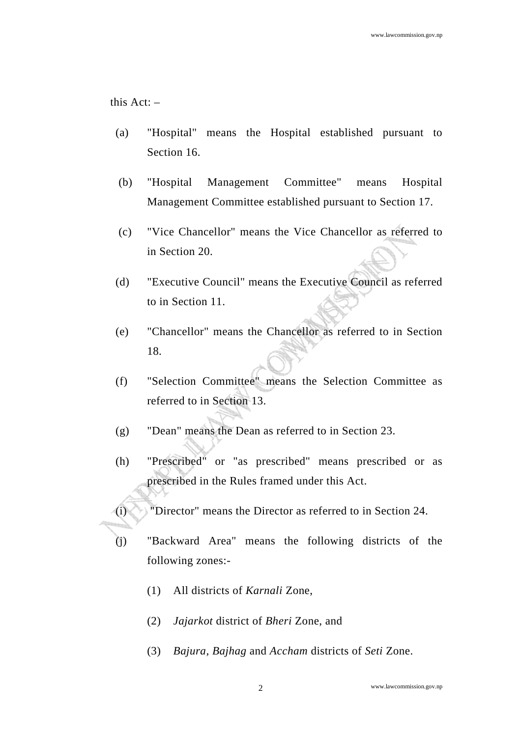this Act: –

(a) "Hospital" means the Hospital established pursuant to Section 16.

(b) "Hospital Management Committee" means Hospital Management Committee established pursuant to Section 17.

(c) "Vice Chancellor" means the Vice Chancellor as referred to in Section 20.

(d) "Executive Council" means the Executive Council as referred to in Section 11.

(e) "Chancellor" means the Chancellor as referred to in Section 18.

(f) "Selection Committee" means the Selection Committee as referred to in Section 13.

(g) "Dean" means the Dean as referred to in Section 23.

(h) "Prescribed" or "as prescribed" means prescribed or as prescribed in the Rules framed under this Act.

(i) "Director" means the Director as referred to in Section 24.

(j) "Backward Area" means the following districts of the following zones:-

   (1) All districts of *Karnali* Zone,

   (2) *Jajarkot* district of *Bheri* Zone, and

   (3) *Bajura*, *Bajhag* and *Accham* districts of *Seti* Zone.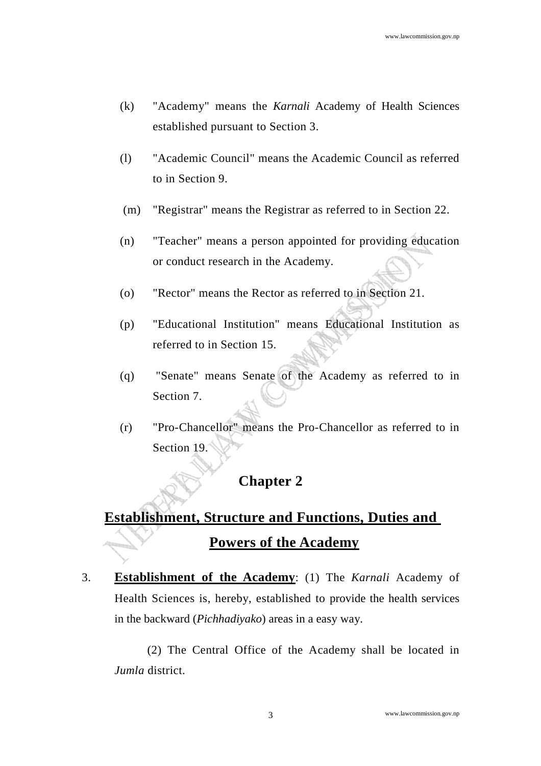(k) "Academy" means the *Karnali* Academy of Health Sciences established pursuant to Section 3.

(l) "Academic Council" means the Academic Council as referred to in Section 9.

(m) "Registrar" means the Registrar as referred to in Section 22.

(n) "Teacher" means a person appointed for providing education or conduct research in the Academy.

(o) "Rector" means the Rector as referred to in Section 21.

(p) "Educational Institution" means Educational Institution as referred to in Section 15.

(q) "Senate" means Senate of the Academy as referred to in Section 7.

(r) "Pro-Chancellor" means the Pro-Chancellor as referred to in Section 19.

## Chapter 2

## Establishment, Structure and Functions, Duties and Powers of the Academy

3. **Establishment of the Academy**: (1) The *Karnali* Academy of Health Sciences is, hereby, established to provide the health services in the backward (*Pichhadiyako*) areas in a easy way.

(2) The Central Office of the Academy shall be located in *Jumla* district.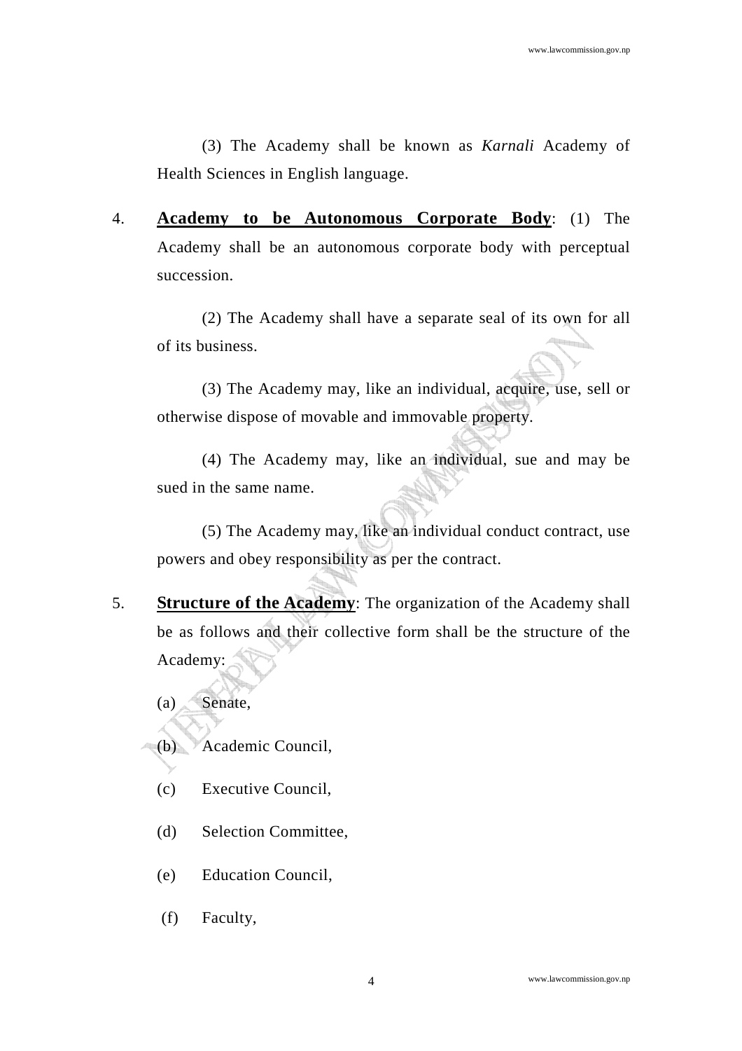(3) The Academy shall be known as *Karnali* Academy of Health Sciences in English language.

4. **Academy to be Autonomous Corporate Body**: (1) The Academy shall be an autonomous corporate body with perceptual succession.

(2) The Academy shall have a separate seal of its own for all of its business.

(3) The Academy may, like an individual, acquire, use, sell or otherwise dispose of movable and immovable property.

(4) The Academy may, like an individual, sue and may be sued in the same name.

(5) The Academy may, like an individual conduct contract, use powers and obey responsibility as per the contract.

5. **Structure of the Academy**: The organization of the Academy shall be as follows and their collective form shall be the structure of the Academy:

(a) Senate,

(b) Academic Council,

(c) Executive Council,

(d) Selection Committee,

(e) Education Council,

(f) Faculty,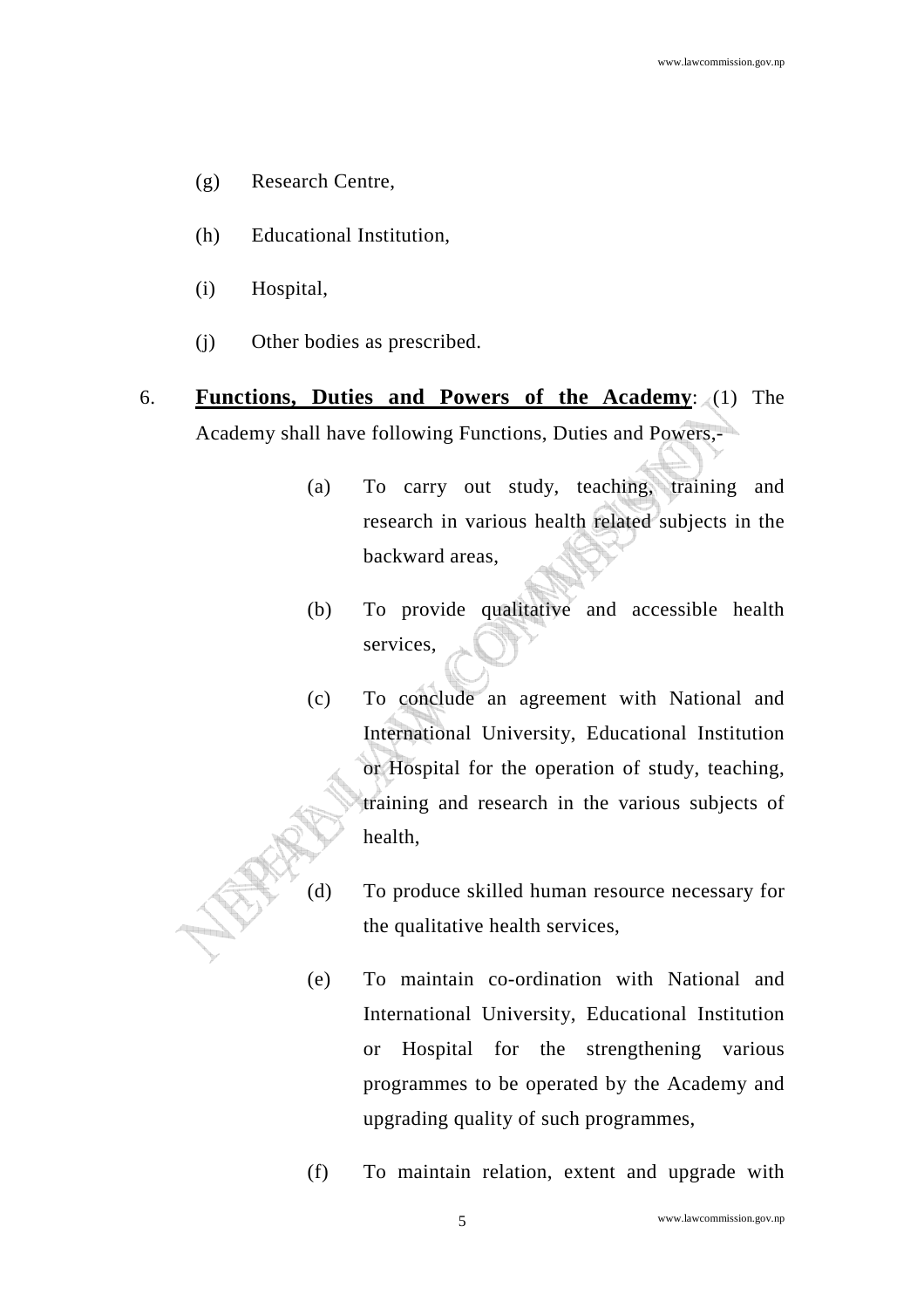(g) Research Centre,

(h) Educational Institution,

(i) Hospital,

(j) Other bodies as prescribed.

6. **Functions, Duties and Powers of the Academy**: (1) The Academy shall have following Functions, Duties and Powers,-

   (a) To carry out study, teaching, training and research in various health related subjects in the backward areas,

   (b) To provide qualitative and accessible health services,

   (c) To conclude an agreement with National and International University, Educational Institution or Hospital for the operation of study, teaching, training and research in the various subjects of health,

   (d) To produce skilled human resource necessary for the qualitative health services,

   (e) To maintain co-ordination with National and International University, Educational Institution or Hospital for the strengthening various programmes to be operated by the Academy and upgrading quality of such programmes,

   (f) To maintain relation, extent and upgrade with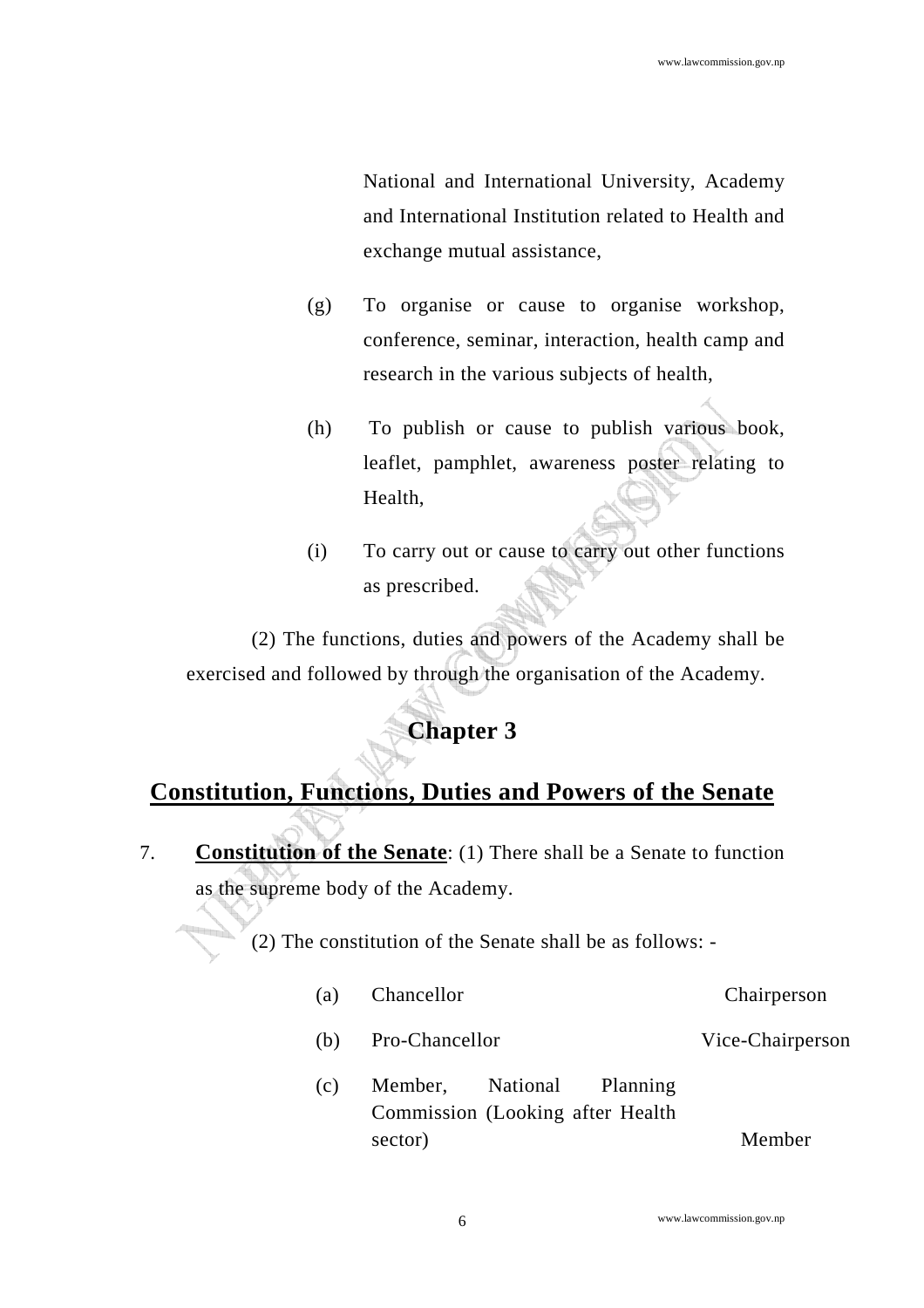National and International University, Academy and International Institution related to Health and exchange mutual assistance,

(g) To organise or cause to organise workshop, conference, seminar, interaction, health camp and research in the various subjects of health,

(h) To publish or cause to publish various book, leaflet, pamphlet, awareness poster relating to Health,

(i) To carry out or cause to carry out other functions as prescribed.

(2) The functions, duties and powers of the Academy shall be exercised and followed by through the organisation of the Academy.

# Chapter 3

## Constitution, Functions, Duties and Powers of the Senate

7. **Constitution of the Senate**: (1) There shall be a Senate to function as the supreme body of the Academy.

(2) The constitution of the Senate shall be as follows: -

(a) Chancellor — Chairperson

(b) Pro-Chancellor — Vice-Chairperson

(c) Member, National Planning Commission (Looking after Health sector) — Member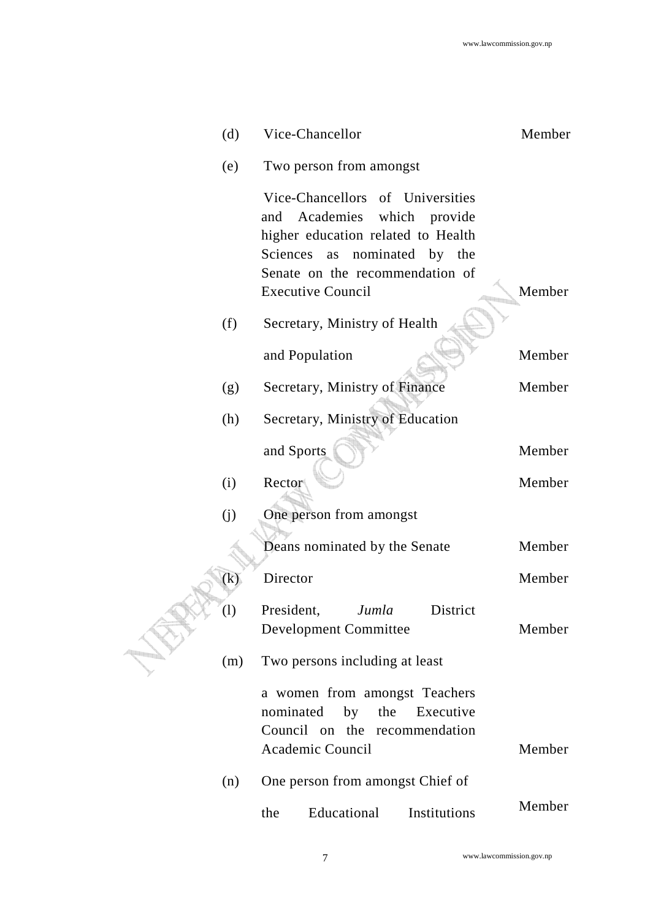(d) Vice-Chancellor — Member

(e) Two person from amongst Vice-Chancellors of Universities and Academies which provide higher education related to Health Sciences as nominated by the Senate on the recommendation of Executive Council — Member

(f) Secretary, Ministry of Health and Population — Member

(g) Secretary, Ministry of Finance — Member

(h) Secretary, Ministry of Education and Sports — Member

(i) Rector — Member

(j) One person from amongst Deans nominated by the Senate — Member

(k) Director — Member

(l) President, *Jumla* District Development Committee — Member

(m) Two persons including at least a women from amongst Teachers nominated by the Executive Council on the recommendation Academic Council — Member

(n) One person from amongst Chief of the Educational Institutions — Member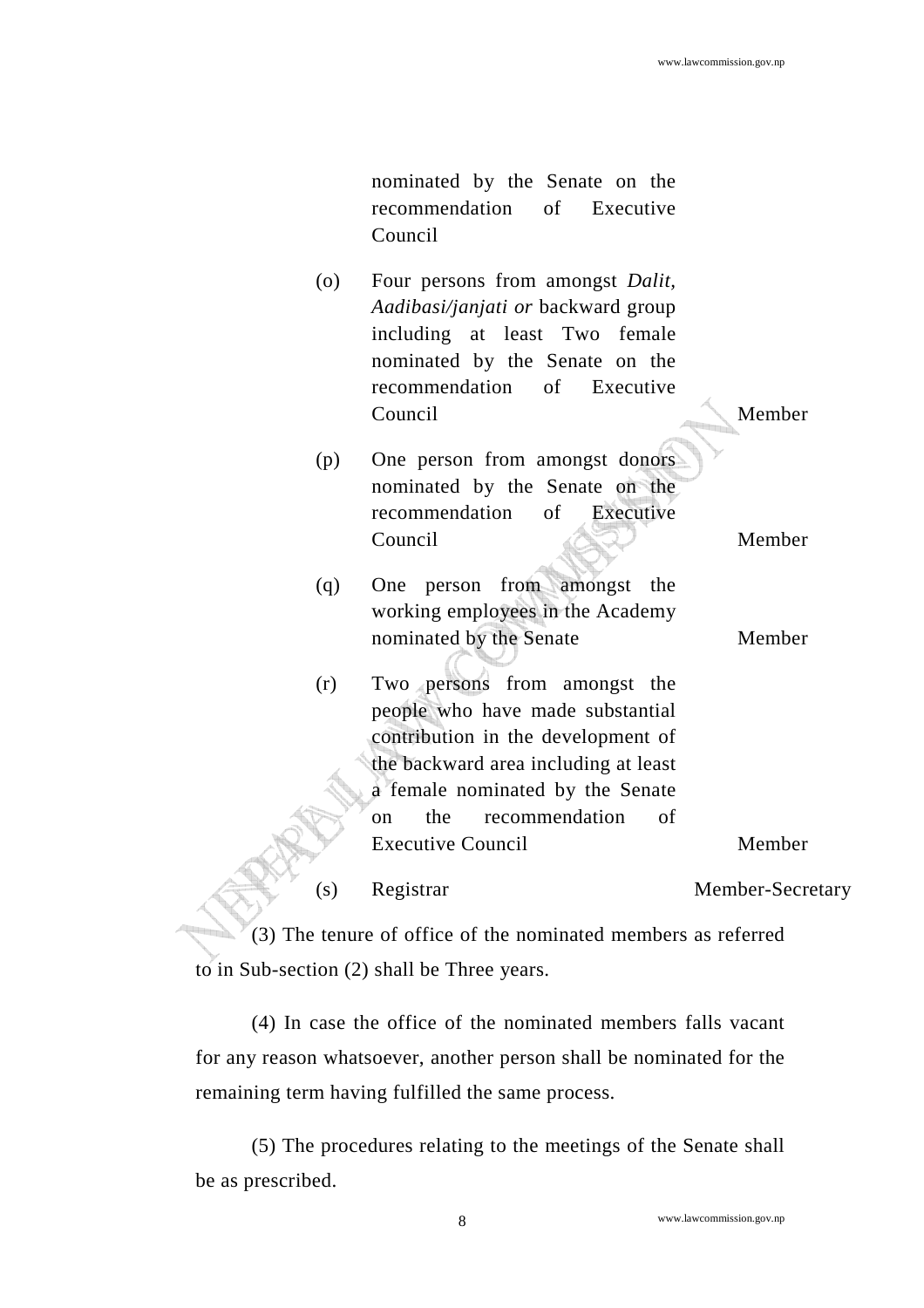nominated by the Senate on the recommendation of Executive Council

(o) Four persons from amongst *Dalit, Aadibasi/janjati or* backward group including at least Two female nominated by the Senate on the recommendation of Executive Council — Member

(p) One person from amongst donors nominated by the Senate on the recommendation of Executive Council — Member

(q) One person from amongst the working employees in the Academy nominated by the Senate — Member

(r) Two persons from amongst the people who have made substantial contribution in the development of the backward area including at least a female nominated by the Senate on the recommendation of Executive Council — Member

(s) Registrar — Member-Secretary

(3) The tenure of office of the nominated members as referred to in Sub-section (2) shall be Three years.

(4) In case the office of the nominated members falls vacant for any reason whatsoever, another person shall be nominated for the remaining term having fulfilled the same process.

(5) The procedures relating to the meetings of the Senate shall be as prescribed.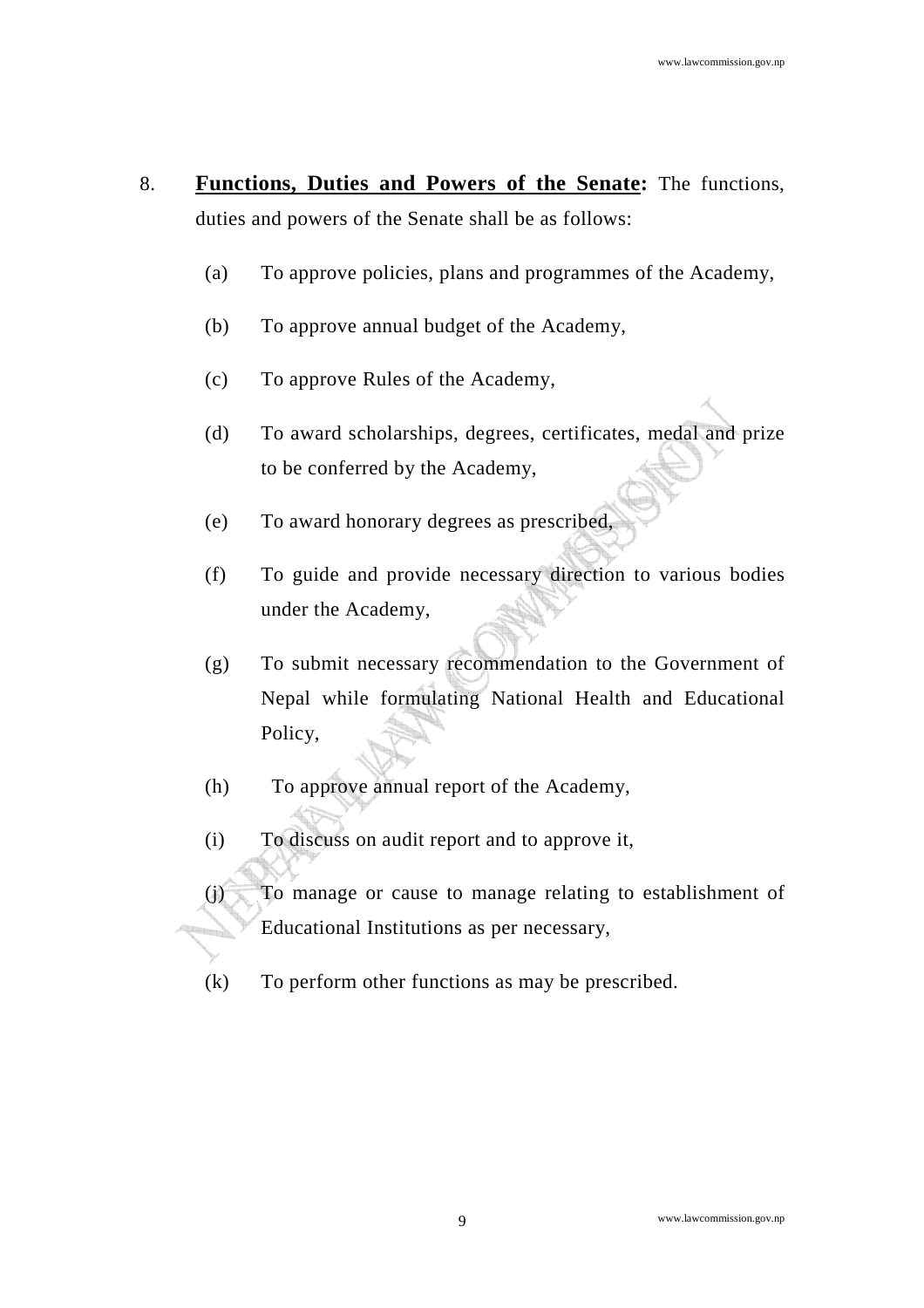8. **Functions, Duties and Powers of the Senate:** The functions, duties and powers of the Senate shall be as follows:

   (a) To approve policies, plans and programmes of the Academy,

   (b) To approve annual budget of the Academy,

   (c) To approve Rules of the Academy,

   (d) To award scholarships, degrees, certificates, medal and prize to be conferred by the Academy,

   (e) To award honorary degrees as prescribed,

   (f) To guide and provide necessary direction to various bodies under the Academy,

   (g) To submit necessary recommendation to the Government of Nepal while formulating National Health and Educational Policy,

   (h) To approve annual report of the Academy,

   (i) To discuss on audit report and to approve it,

   (j) To manage or cause to manage relating to establishment of Educational Institutions as per necessary,

   (k) To perform other functions as may be prescribed.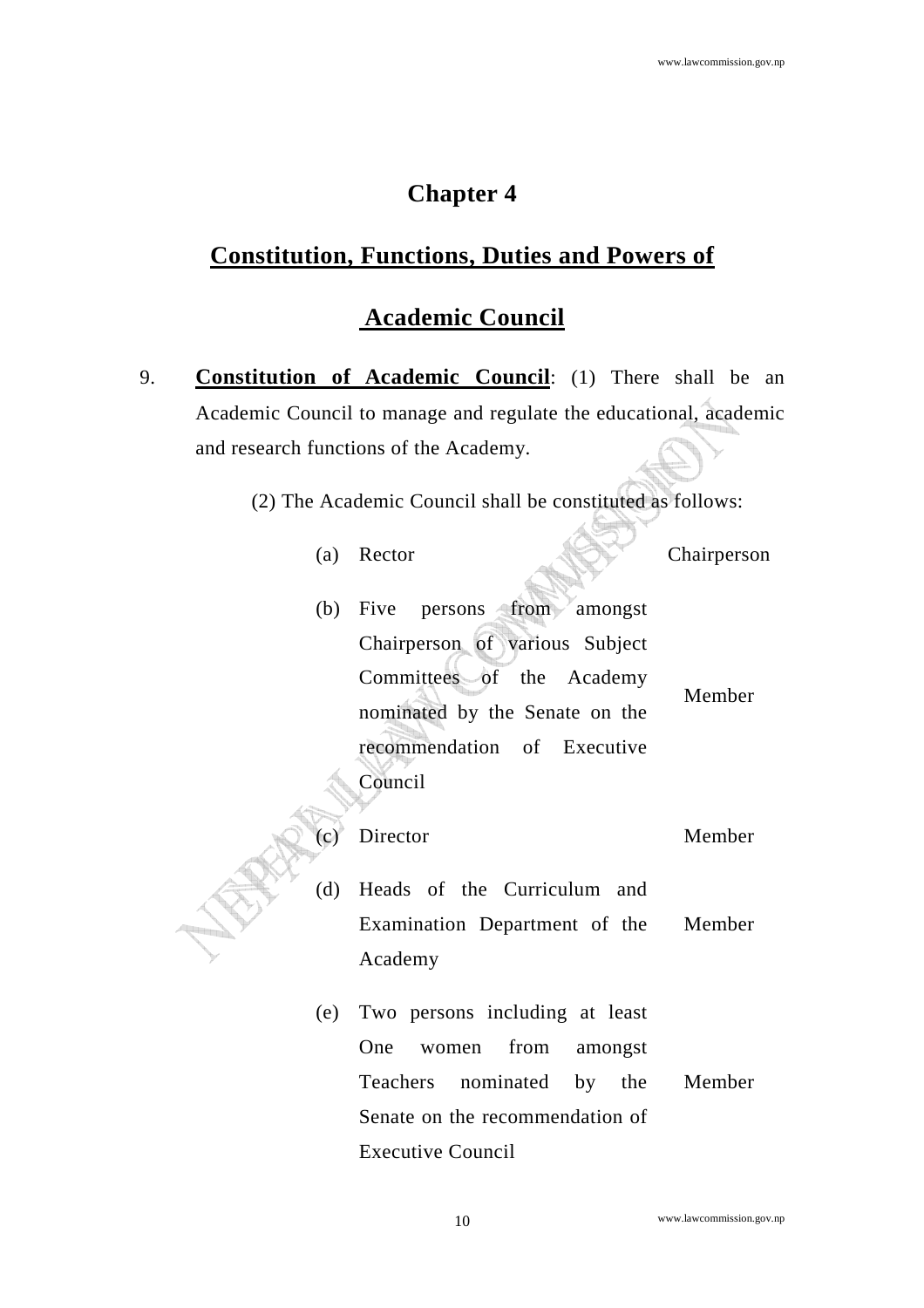# Chapter 4

## Constitution, Functions, Duties and Powers of Academic Council

9. **Constitution of Academic Council**: (1) There shall be an Academic Council to manage and regulate the educational, academic and research functions of the Academy.

   (2) The Academic Council shall be constituted as follows:

| | | |
|---|---|---|
| (a) | Rector | Chairperson |
| (b) | Five persons from amongst Chairperson of various Subject Committees of the Academy nominated by the Senate on the recommendation of Executive Council | Member |
| (c) | Director | Member |
| (d) | Heads of the Curriculum and Examination Department of the Academy | Member |
| (e) | Two persons including at least One women from amongst Teachers nominated by the Senate on the recommendation of Executive Council | Member |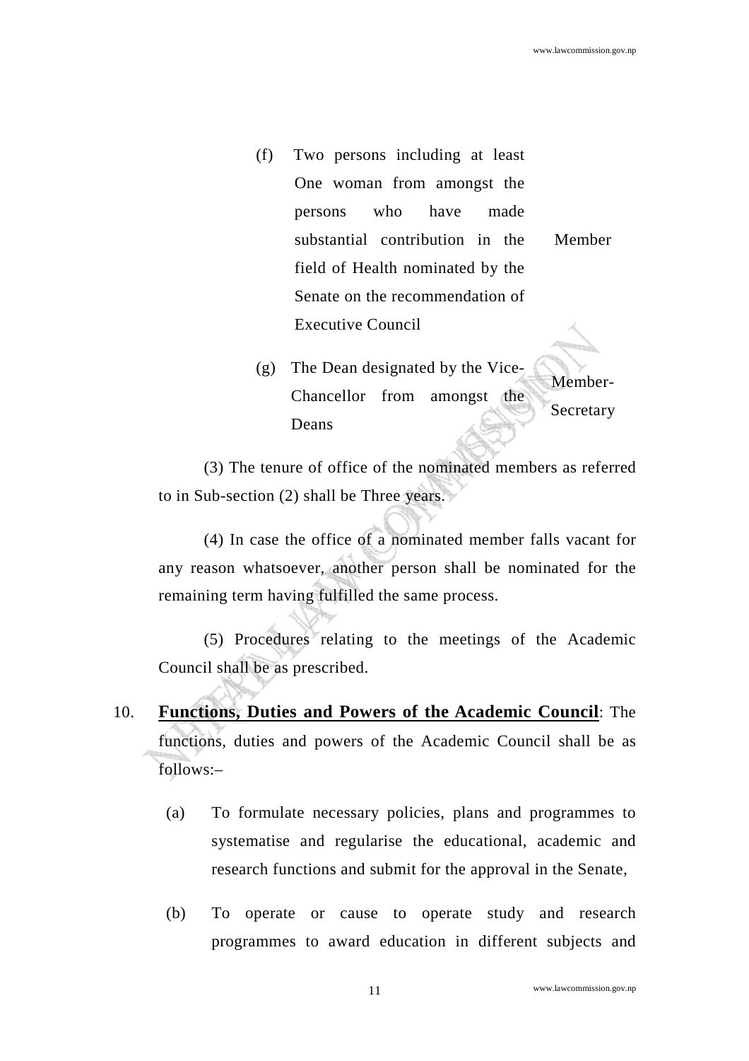| | |
|---|---|
| (f) Two persons including at least One woman from amongst the persons who have made substantial contribution in the field of Health nominated by the Senate on the recommendation of Executive Council | Member |
| (g) The Dean designated by the Vice-Chancellor from amongst the Deans | Member-Secretary |

(3) The tenure of office of the nominated members as referred to in Sub-section (2) shall be Three years.

(4) In case the office of a nominated member falls vacant for any reason whatsoever, another person shall be nominated for the remaining term having fulfilled the same process.

(5) Procedures relating to the meetings of the Academic Council shall be as prescribed.

10. **Functions, Duties and Powers of the Academic Council**: The functions, duties and powers of the Academic Council shall be as follows:–

   (a) To formulate necessary policies, plans and programmes to systematise and regularise the educational, academic and research functions and submit for the approval in the Senate,

   (b) To operate or cause to operate study and research programmes to award education in different subjects and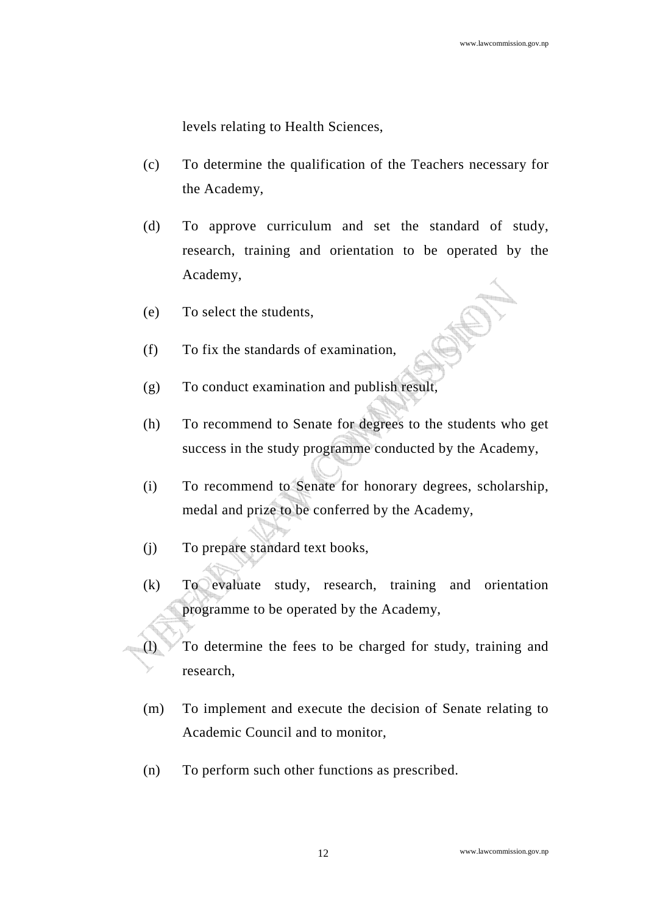levels relating to Health Sciences,

(c) To determine the qualification of the Teachers necessary for the Academy,

(d) To approve curriculum and set the standard of study, research, training and orientation to be operated by the Academy,

(e) To select the students,

(f) To fix the standards of examination,

(g) To conduct examination and publish result,

(h) To recommend to Senate for degrees to the students who get success in the study programme conducted by the Academy,

(i) To recommend to Senate for honorary degrees, scholarship, medal and prize to be conferred by the Academy,

(j) To prepare standard text books,

(k) To evaluate study, research, training and orientation programme to be operated by the Academy,

(l) To determine the fees to be charged for study, training and research,

(m) To implement and execute the decision of Senate relating to Academic Council and to monitor,

(n) To perform such other functions as prescribed.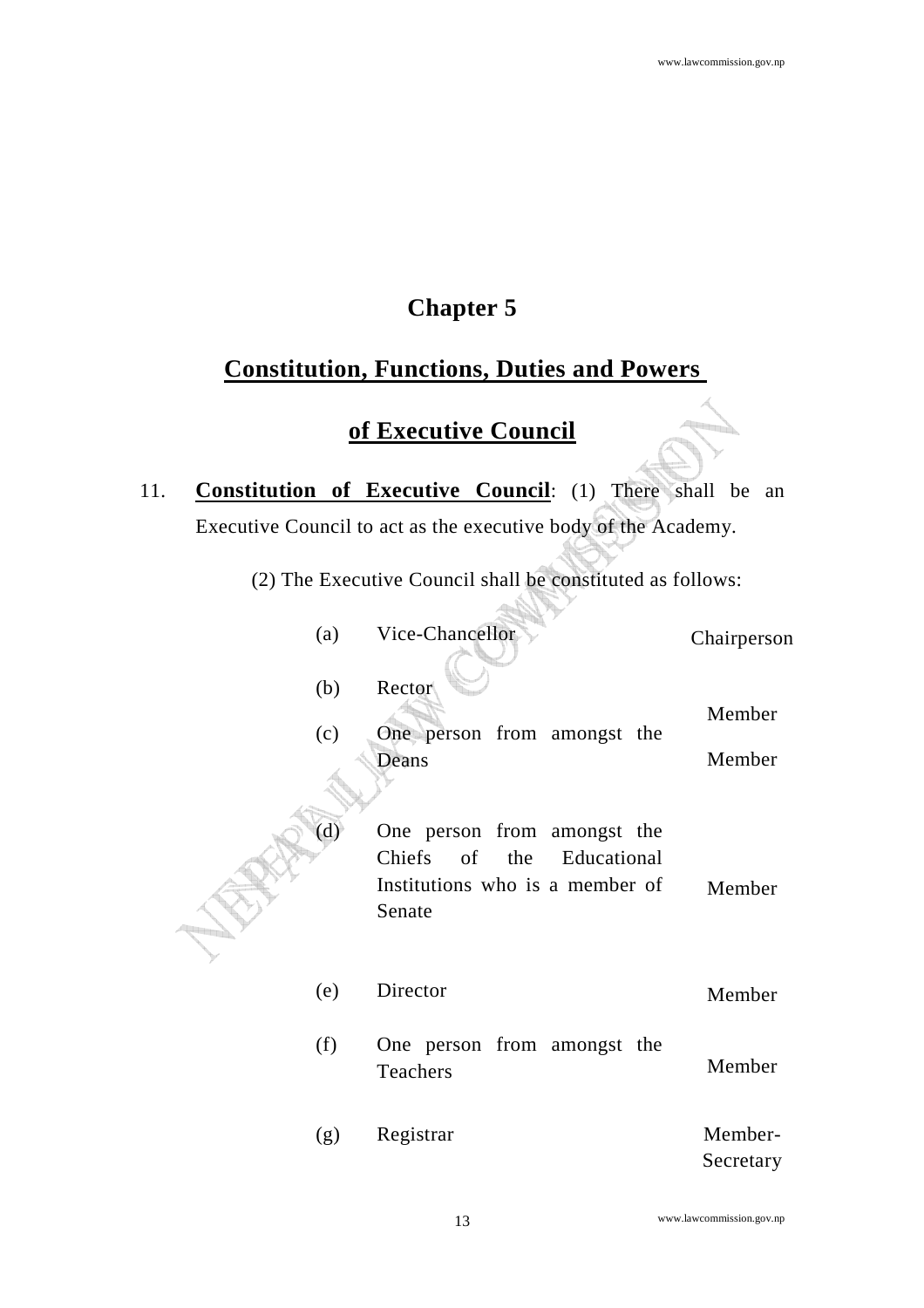# Chapter 5

## Constitution, Functions, Duties and Powers of Executive Council

11. **Constitution of Executive Council**: (1) There shall be an Executive Council to act as the executive body of the Academy.

(2) The Executive Council shall be constituted as follows:

| | | |
|---|---|---|
| (a) | Vice-Chancellor | Chairperson |
| (b) | Rector | Member |
| (c) | One person from amongst the Deans | Member |
| (d) | One person from amongst the Chiefs of the Educational Institutions who is a member of Senate | Member |
| (e) | Director | Member |
| (f) | One person from amongst the Teachers | Member |
| (g) | Registrar | Member-Secretary |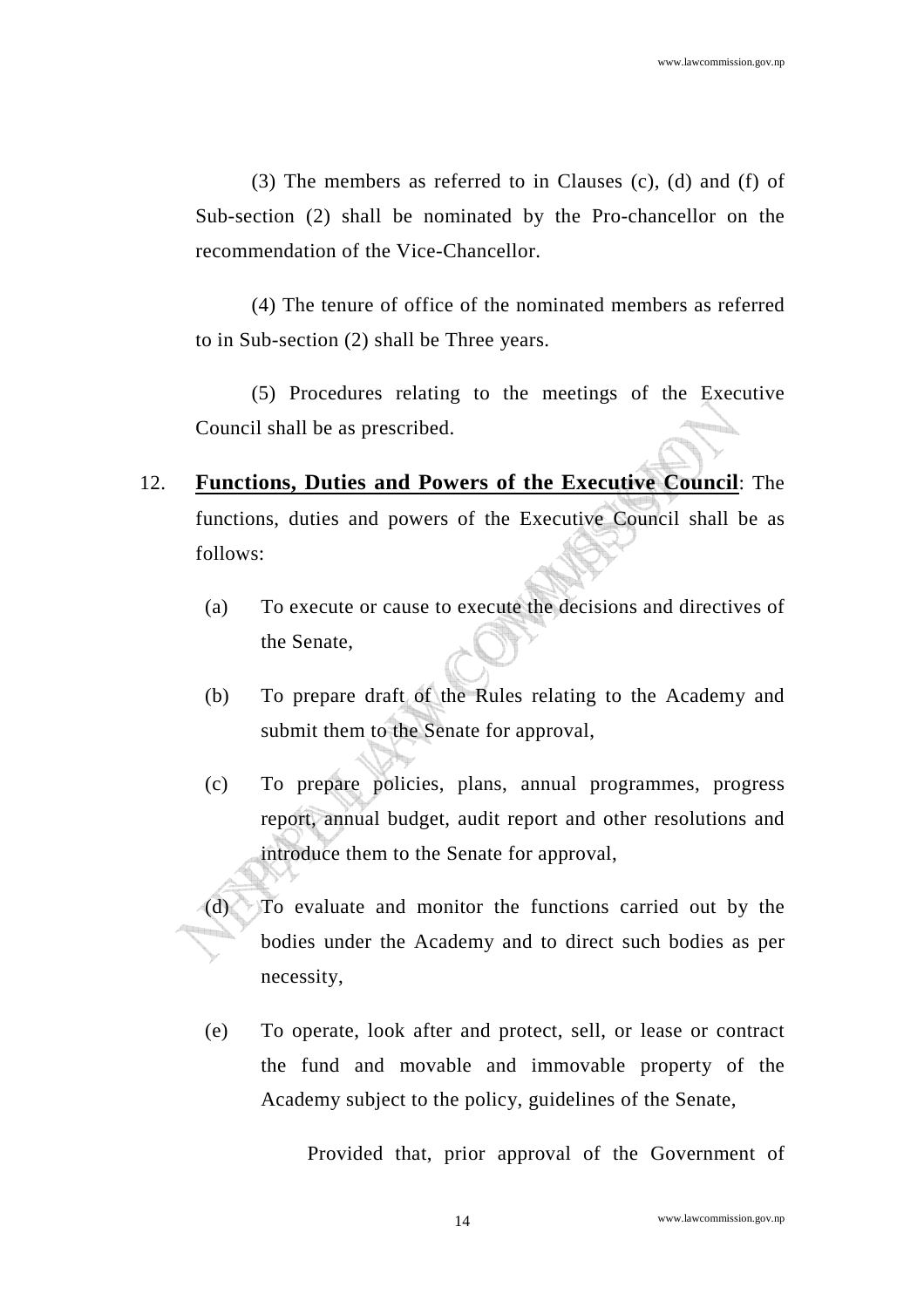(3) The members as referred to in Clauses (c), (d) and (f) of Sub-section (2) shall be nominated by the Pro-chancellor on the recommendation of the Vice-Chancellor.

(4) The tenure of office of the nominated members as referred to in Sub-section (2) shall be Three years.

(5) Procedures relating to the meetings of the Executive Council shall be as prescribed.

12. **Functions, Duties and Powers of the Executive Council**: The functions, duties and powers of the Executive Council shall be as follows:

(a) To execute or cause to execute the decisions and directives of the Senate,

(b) To prepare draft of the Rules relating to the Academy and submit them to the Senate for approval,

(c) To prepare policies, plans, annual programmes, progress report, annual budget, audit report and other resolutions and introduce them to the Senate for approval,

(d) To evaluate and monitor the functions carried out by the bodies under the Academy and to direct such bodies as per necessity,

(e) To operate, look after and protect, sell, or lease or contract the fund and movable and immovable property of the Academy subject to the policy, guidelines of the Senate,

Provided that, prior approval of the Government of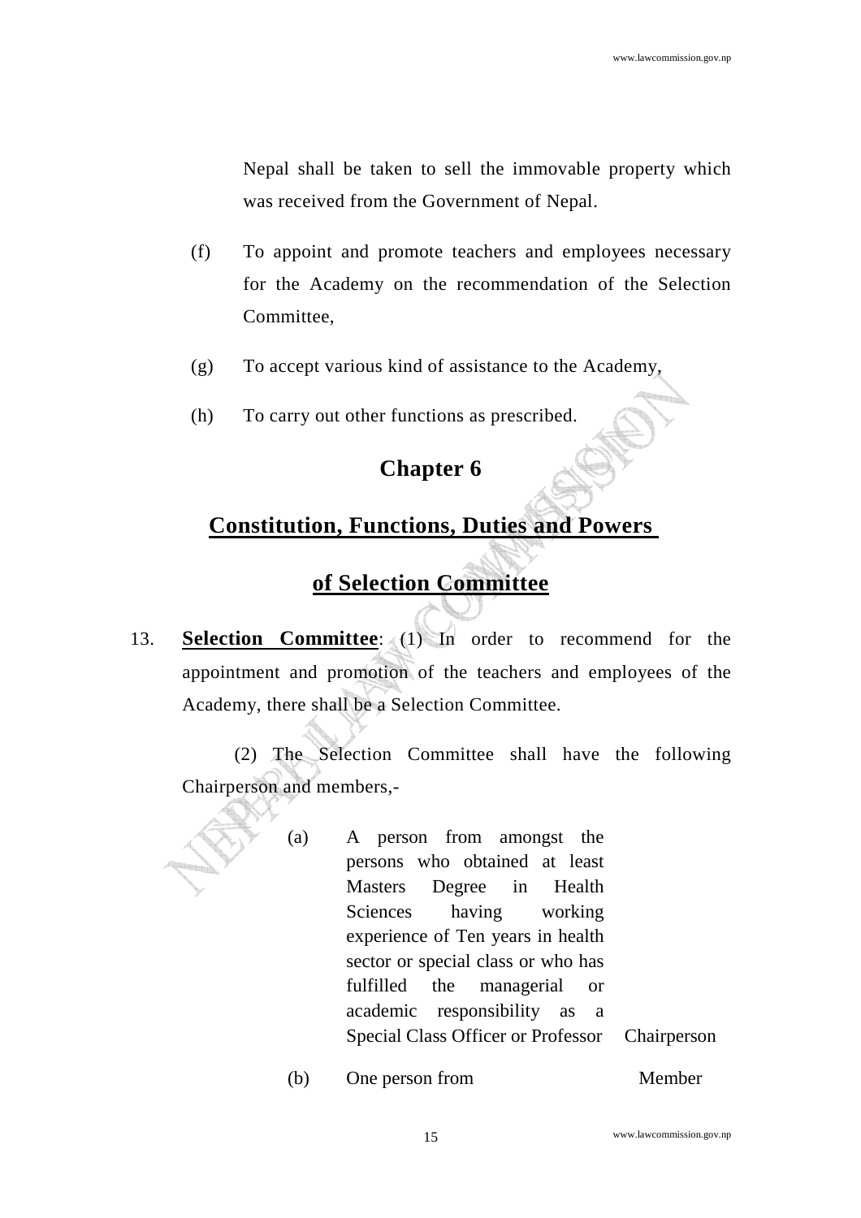Nepal shall be taken to sell the immovable property which was received from the Government of Nepal.

(f) To appoint and promote teachers and employees necessary for the Academy on the recommendation of the Selection Committee,

(g) To accept various kind of assistance to the Academy,

(h) To carry out other functions as prescribed.

## Chapter 6

## Constitution, Functions, Duties and Powers of Selection Committee

13. **Selection Committee**: (1) In order to recommend for the appointment and promotion of the teachers and employees of the Academy, there shall be a Selection Committee.

(2) The Selection Committee shall have the following Chairperson and members,-

| | | |
|---|---|---|
| (a) | A person from amongst the persons who obtained at least Masters Degree in Health Sciences having working experience of Ten years in health sector or special class or who has fulfilled the managerial or academic responsibility as a Special Class Officer or Professor | Chairperson |
| (b) | One person from | Member |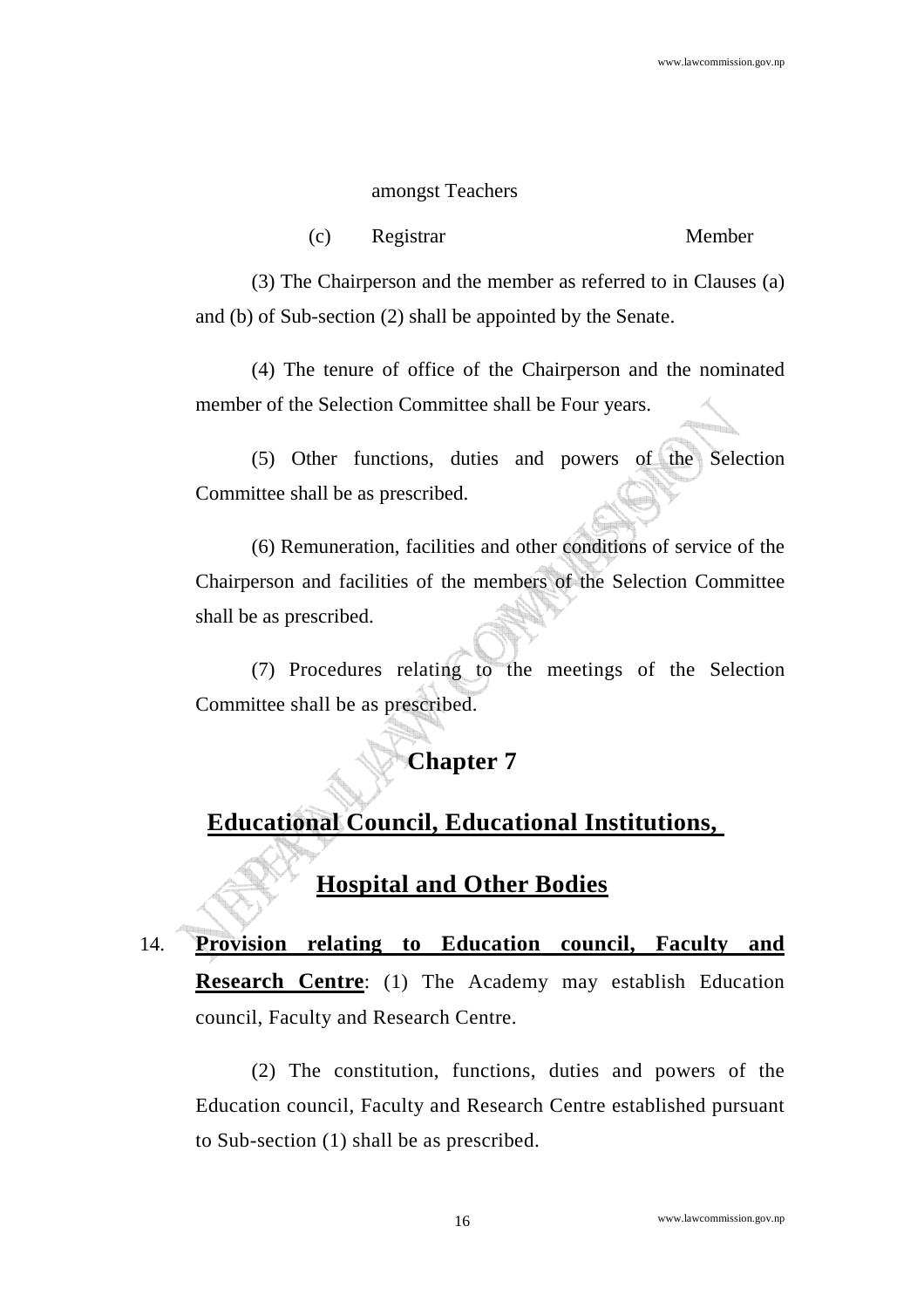amongst Teachers

(c) Registrar Member

(3) The Chairperson and the member as referred to in Clauses (a) and (b) of Sub-section (2) shall be appointed by the Senate.

(4) The tenure of office of the Chairperson and the nominated member of the Selection Committee shall be Four years.

(5) Other functions, duties and powers of the Selection Committee shall be as prescribed.

(6) Remuneration, facilities and other conditions of service of the Chairperson and facilities of the members of the Selection Committee shall be as prescribed.

(7) Procedures relating to the meetings of the Selection Committee shall be as prescribed.

## Chapter 7

## Educational Council, Educational Institutions, Hospital and Other Bodies

14. **Provision relating to Education council, Faculty and Research Centre**: (1) The Academy may establish Education council, Faculty and Research Centre.

(2) The constitution, functions, duties and powers of the Education council, Faculty and Research Centre established pursuant to Sub-section (1) shall be as prescribed.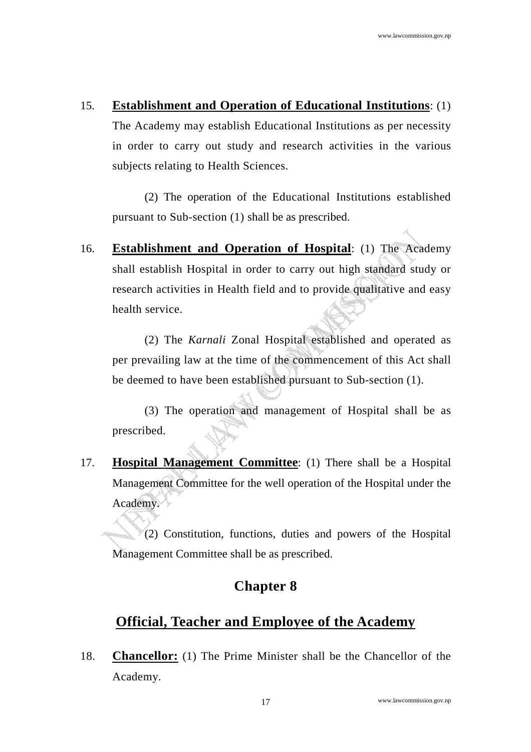15. **Establishment and Operation of Educational Institutions**: (1) The Academy may establish Educational Institutions as per necessity in order to carry out study and research activities in the various subjects relating to Health Sciences.

    (2) The operation of the Educational Institutions established pursuant to Sub-section (1) shall be as prescribed.

16. **Establishment and Operation of Hospital**: (1) The Academy shall establish Hospital in order to carry out high standard study or research activities in Health field and to provide qualitative and easy health service.

    (2) The *Karnali* Zonal Hospital established and operated as per prevailing law at the time of the commencement of this Act shall be deemed to have been established pursuant to Sub-section (1).

    (3) The operation and management of Hospital shall be as prescribed.

17. **Hospital Management Committee**: (1) There shall be a Hospital Management Committee for the well operation of the Hospital under the Academy.

    (2) Constitution, functions, duties and powers of the Hospital Management Committee shall be as prescribed.

## Chapter 8

## Official, Teacher and Employee of the Academy

18. **Chancellor:** (1) The Prime Minister shall be the Chancellor of the Academy.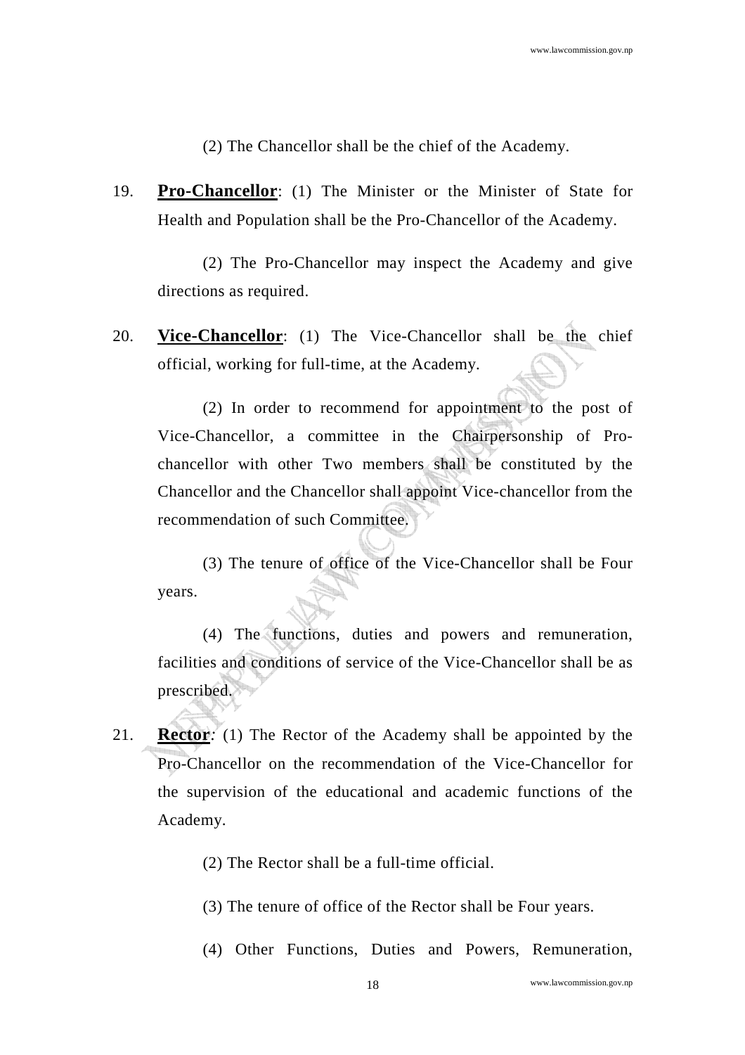(2) The Chancellor shall be the chief of the Academy.

19. **Pro-Chancellor**: (1) The Minister or the Minister of State for Health and Population shall be the Pro-Chancellor of the Academy.

(2) The Pro-Chancellor may inspect the Academy and give directions as required.

20. **Vice-Chancellor**: (1) The Vice-Chancellor shall be the chief official, working for full-time, at the Academy.

(2) In order to recommend for appointment to the post of Vice-Chancellor, a committee in the Chairpersonship of Pro-chancellor with other Two members shall be constituted by the Chancellor and the Chancellor shall appoint Vice-chancellor from the recommendation of such Committee.

(3) The tenure of office of the Vice-Chancellor shall be Four years.

(4) The functions, duties and powers and remuneration, facilities and conditions of service of the Vice-Chancellor shall be as prescribed.

21. **Rector**: (1) The Rector of the Academy shall be appointed by the Pro-Chancellor on the recommendation of the Vice-Chancellor for the supervision of the educational and academic functions of the Academy.

(2) The Rector shall be a full-time official.

(3) The tenure of office of the Rector shall be Four years.

(4) Other Functions, Duties and Powers, Remuneration,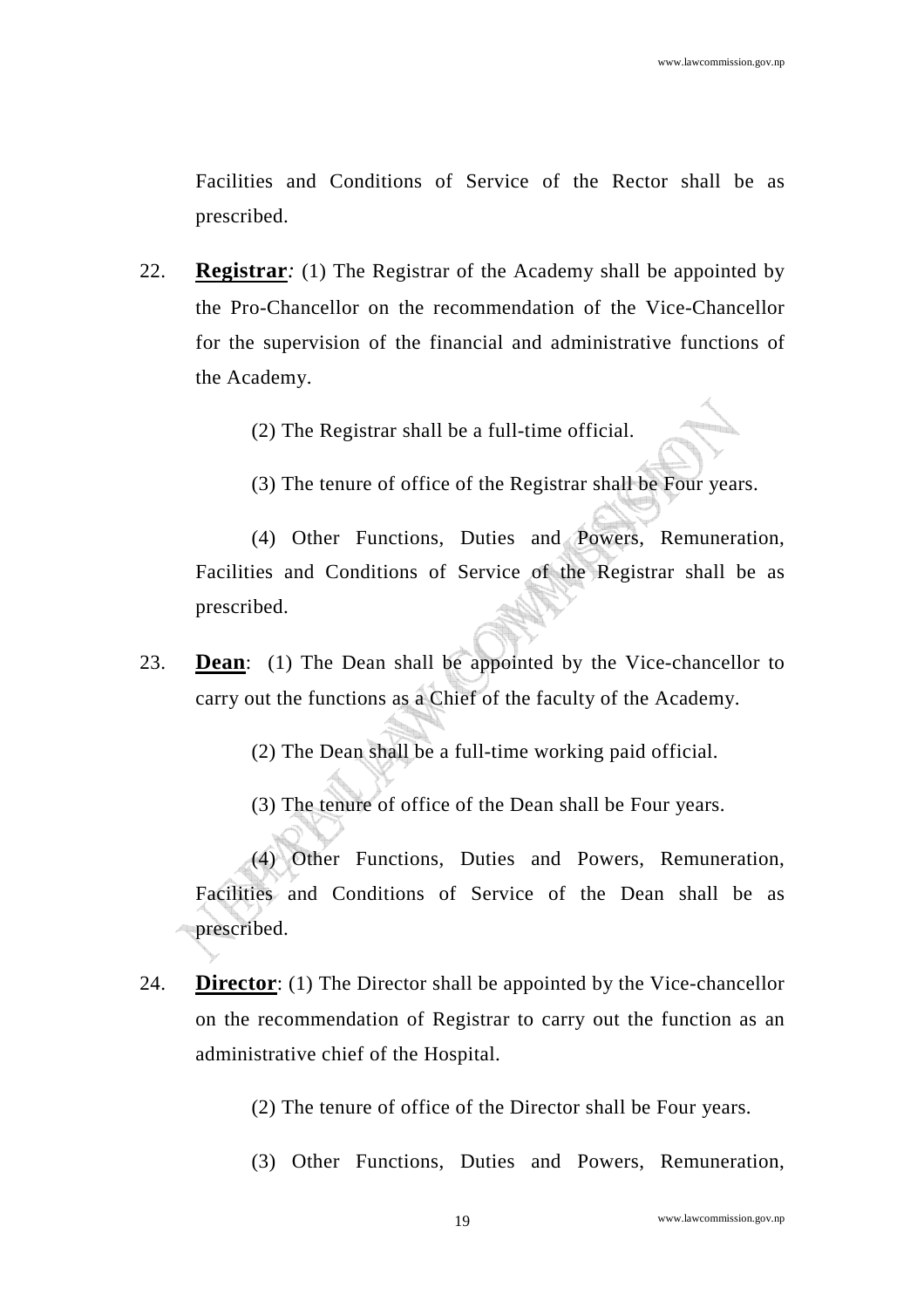Facilities and Conditions of Service of the Rector shall be as prescribed.

22. **Registrar**: (1) The Registrar of the Academy shall be appointed by the Pro-Chancellor on the recommendation of the Vice-Chancellor for the supervision of the financial and administrative functions of the Academy.

(2) The Registrar shall be a full-time official.

(3) The tenure of office of the Registrar shall be Four years.

(4) Other Functions, Duties and Powers, Remuneration, Facilities and Conditions of Service of the Registrar shall be as prescribed.

23. **Dean**: (1) The Dean shall be appointed by the Vice-chancellor to carry out the functions as a Chief of the faculty of the Academy.

(2) The Dean shall be a full-time working paid official.

(3) The tenure of office of the Dean shall be Four years.

(4) Other Functions, Duties and Powers, Remuneration, Facilities and Conditions of Service of the Dean shall be as prescribed.

24. **Director**: (1) The Director shall be appointed by the Vice-chancellor on the recommendation of Registrar to carry out the function as an administrative chief of the Hospital.

(2) The tenure of office of the Director shall be Four years.

(3) Other Functions, Duties and Powers, Remuneration,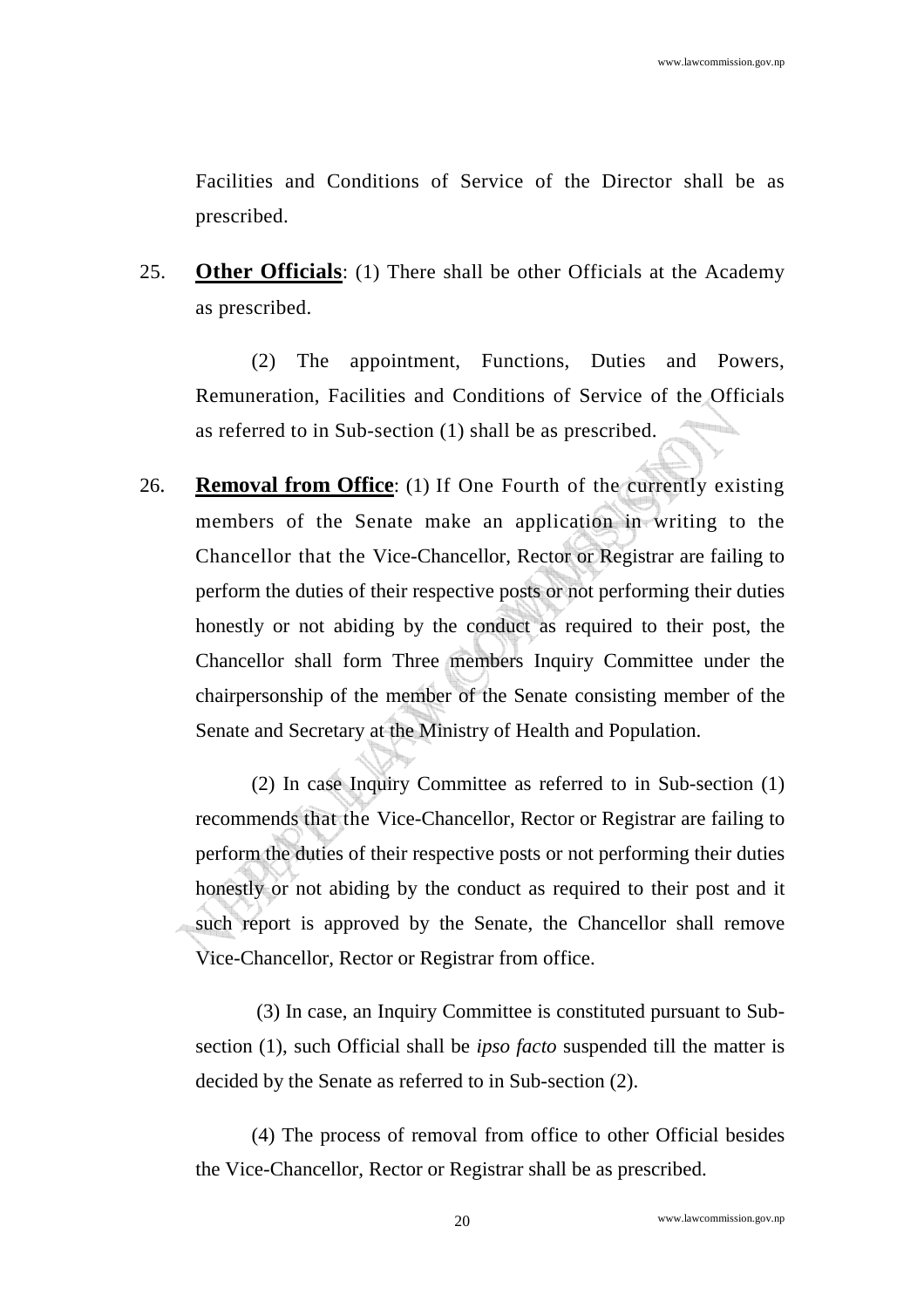Facilities and Conditions of Service of the Director shall be as prescribed.

25. **Other Officials**: (1) There shall be other Officials at the Academy as prescribed.

(2) The appointment, Functions, Duties and Powers, Remuneration, Facilities and Conditions of Service of the Officials as referred to in Sub-section (1) shall be as prescribed.

26. **Removal from Office**: (1) If One Fourth of the currently existing members of the Senate make an application in writing to the Chancellor that the Vice-Chancellor, Rector or Registrar are failing to perform the duties of their respective posts or not performing their duties honestly or not abiding by the conduct as required to their post, the Chancellor shall form Three members Inquiry Committee under the chairpersonship of the member of the Senate consisting member of the Senate and Secretary at the Ministry of Health and Population.

(2) In case Inquiry Committee as referred to in Sub-section (1) recommends that the Vice-Chancellor, Rector or Registrar are failing to perform the duties of their respective posts or not performing their duties honestly or not abiding by the conduct as required to their post and it such report is approved by the Senate, the Chancellor shall remove Vice-Chancellor, Rector or Registrar from office.

(3) In case, an Inquiry Committee is constituted pursuant to Sub-section (1), such Official shall be *ipso facto* suspended till the matter is decided by the Senate as referred to in Sub-section (2).

(4) The process of removal from office to other Official besides the Vice-Chancellor, Rector or Registrar shall be as prescribed.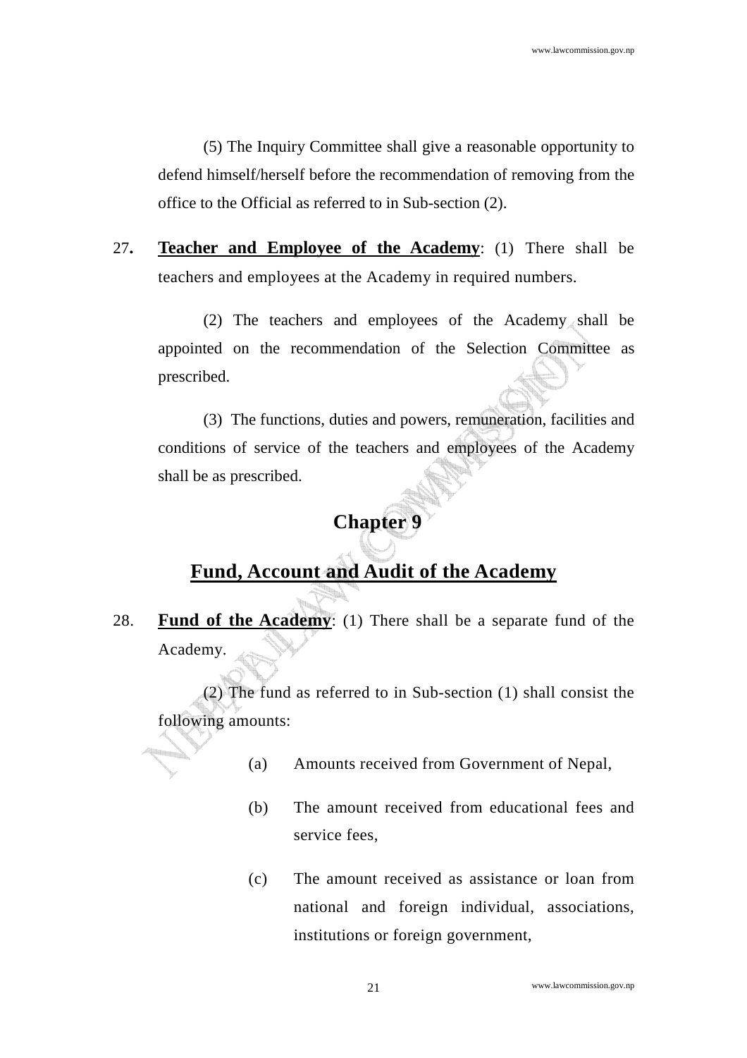(5) The Inquiry Committee shall give a reasonable opportunity to defend himself/herself before the recommendation of removing from the office to the Official as referred to in Sub-section (2).

27. **Teacher and Employee of the Academy**: (1) There shall be teachers and employees at the Academy in required numbers.

(2) The teachers and employees of the Academy shall be appointed on the recommendation of the Selection Committee as prescribed.

(3) The functions, duties and powers, remuneration, facilities and conditions of service of the teachers and employees of the Academy shall be as prescribed.

## Chapter 9

## Fund, Account and Audit of the Academy

28. **Fund of the Academy**: (1) There shall be a separate fund of the Academy.

(2) The fund as referred to in Sub-section (1) shall consist the following amounts:

(a) Amounts received from Government of Nepal,

(b) The amount received from educational fees and service fees,

(c) The amount received as assistance or loan from national and foreign individual, associations, institutions or foreign government,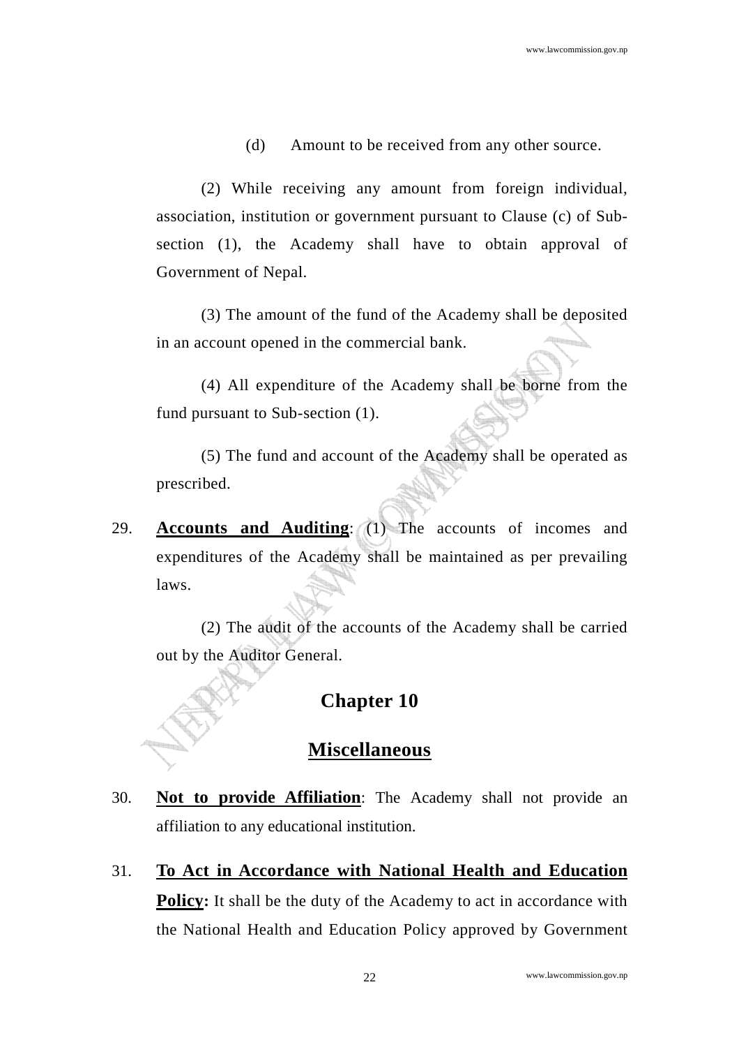(d) Amount to be received from any other source.

(2) While receiving any amount from foreign individual, association, institution or government pursuant to Clause (c) of Sub-section (1), the Academy shall have to obtain approval of Government of Nepal.

(3) The amount of the fund of the Academy shall be deposited in an account opened in the commercial bank.

(4) All expenditure of the Academy shall be borne from the fund pursuant to Sub-section (1).

(5) The fund and account of the Academy shall be operated as prescribed.

29. **Accounts and Auditing**: (1) The accounts of incomes and expenditures of the Academy shall be maintained as per prevailing laws.

(2) The audit of the accounts of the Academy shall be carried out by the Auditor General.

## Chapter 10

## Miscellaneous

30. **Not to provide Affiliation**: The Academy shall not provide an affiliation to any educational institution.

31. **To Act in Accordance with National Health and Education Policy:** It shall be the duty of the Academy to act in accordance with the National Health and Education Policy approved by Government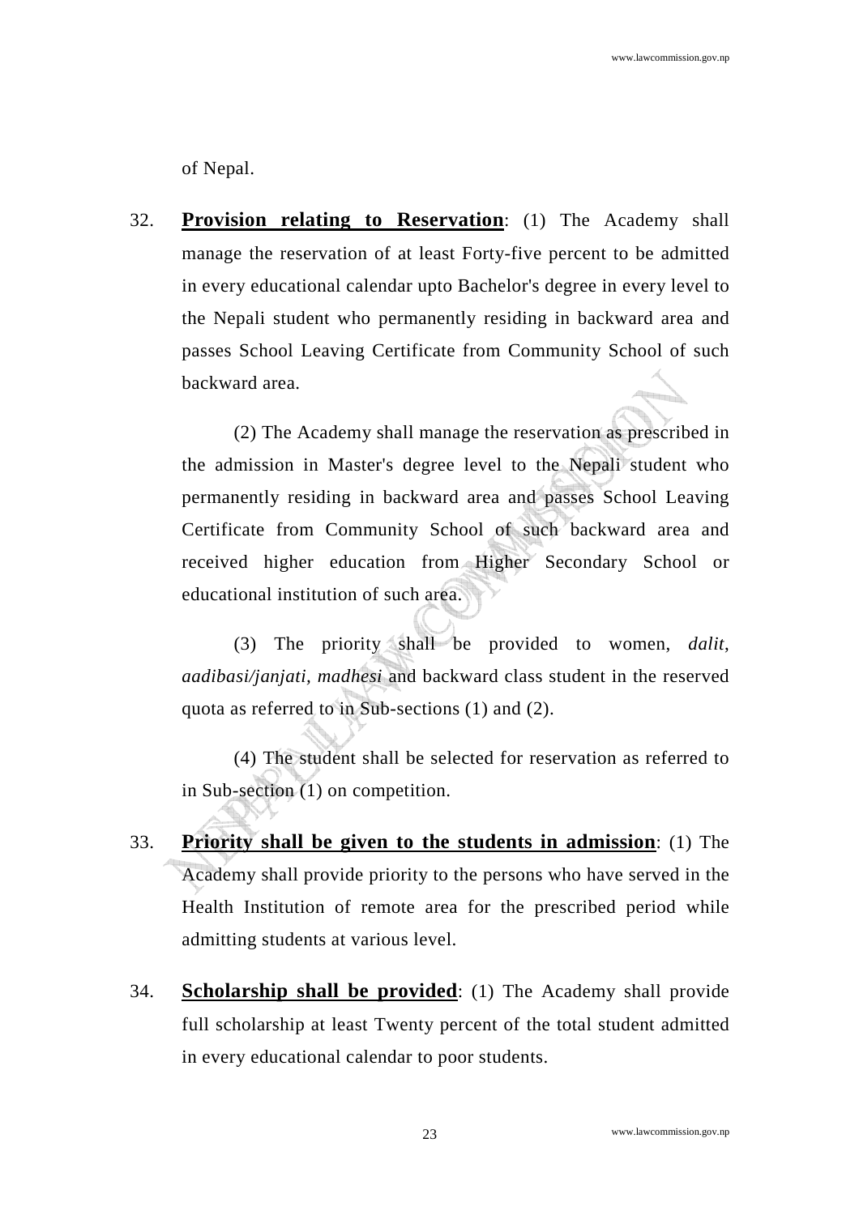of Nepal.

32. **<u>Provision relating to Reservation</u>**: (1) The Academy shall manage the reservation of at least Forty-five percent to be admitted in every educational calendar upto Bachelor's degree in every level to the Nepali student who permanently residing in backward area and passes School Leaving Certificate from Community School of such backward area.

    (2) The Academy shall manage the reservation as prescribed in the admission in Master's degree level to the Nepali student who permanently residing in backward area and passes School Leaving Certificate from Community School of such backward area and received higher education from Higher Secondary School or educational institution of such area.

    (3) The priority shall be provided to women, *dalit*, *aadibasi/janjati*, *madhesi* and backward class student in the reserved quota as referred to in Sub-sections (1) and (2).

    (4) The student shall be selected for reservation as referred to in Sub-section (1) on competition.

33. **<u>Priority shall be given to the students in admission</u>**: (1) The Academy shall provide priority to the persons who have served in the Health Institution of remote area for the prescribed period while admitting students at various level.

34. **<u>Scholarship shall be provided</u>**: (1) The Academy shall provide full scholarship at least Twenty percent of the total student admitted in every educational calendar to poor students.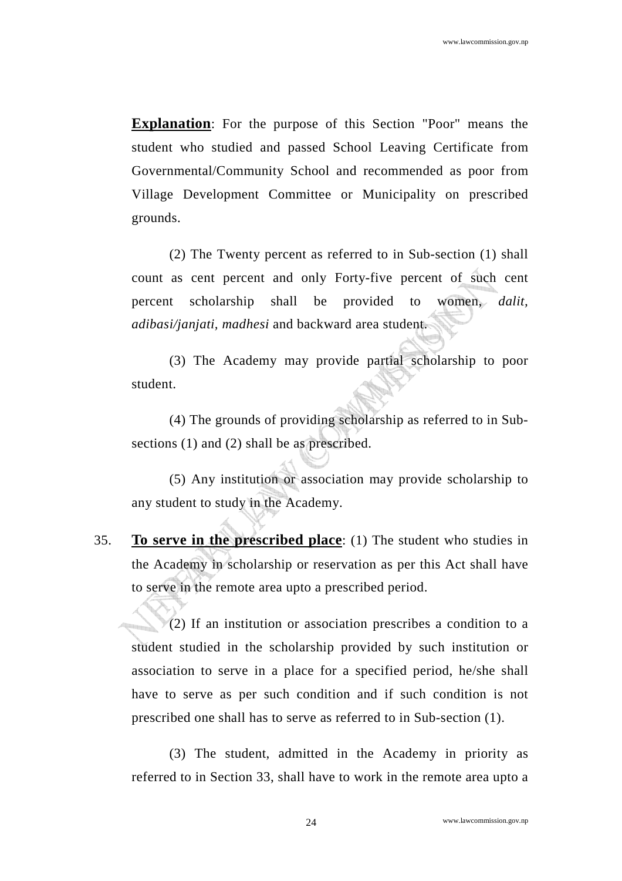**Explanation**: For the purpose of this Section "Poor" means the student who studied and passed School Leaving Certificate from Governmental/Community School and recommended as poor from Village Development Committee or Municipality on prescribed grounds.

(2) The Twenty percent as referred to in Sub-section (1) shall count as cent percent and only Forty-five percent of such cent percent scholarship shall be provided to women, *dalit, adibasi/janjati, madhesi* and backward area student.

(3) The Academy may provide partial scholarship to poor student.

(4) The grounds of providing scholarship as referred to in Sub-sections (1) and (2) shall be as prescribed.

(5) Any institution or association may provide scholarship to any student to study in the Academy.

35. **To serve in the prescribed place**: (1) The student who studies in the Academy in scholarship or reservation as per this Act shall have to serve in the remote area upto a prescribed period.

(2) If an institution or association prescribes a condition to a student studied in the scholarship provided by such institution or association to serve in a place for a specified period, he/she shall have to serve as per such condition and if such condition is not prescribed one shall has to serve as referred to in Sub-section (1).

(3) The student, admitted in the Academy in priority as referred to in Section 33, shall have to work in the remote area upto a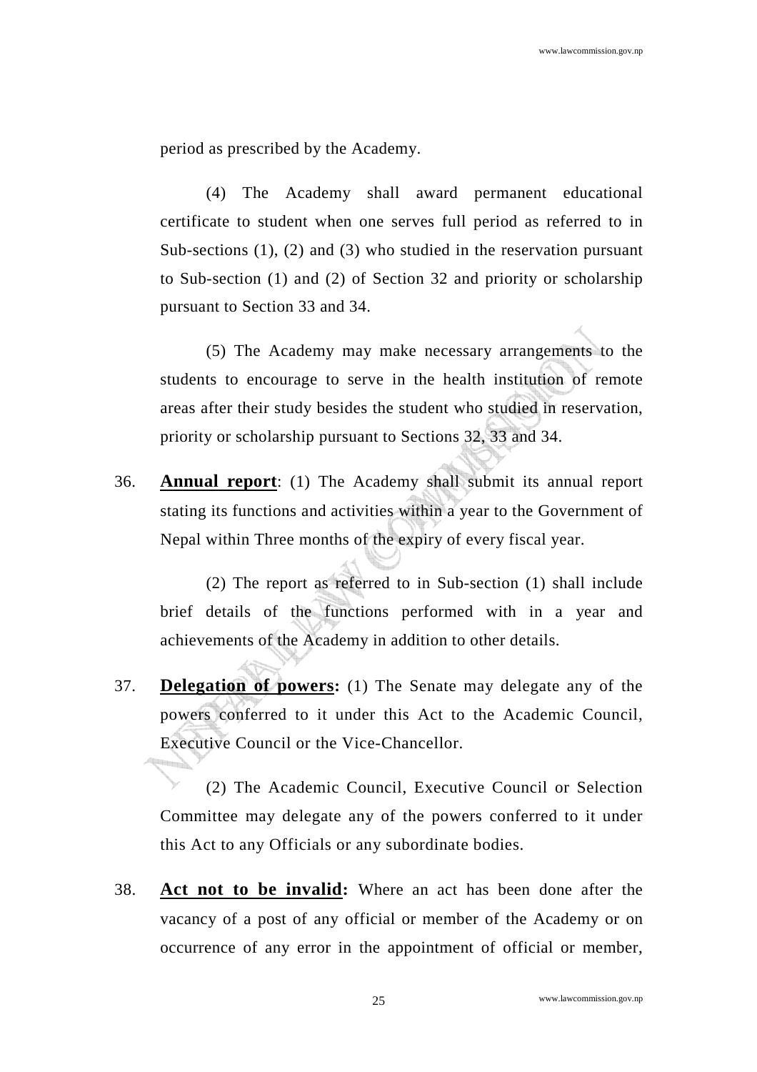period as prescribed by the Academy.

(4) The Academy shall award permanent educational certificate to student when one serves full period as referred to in Sub-sections (1), (2) and (3) who studied in the reservation pursuant to Sub-section (1) and (2) of Section 32 and priority or scholarship pursuant to Section 33 and 34.

(5) The Academy may make necessary arrangements to the students to encourage to serve in the health institution of remote areas after their study besides the student who studied in reservation, priority or scholarship pursuant to Sections 32, 33 and 34.

36. **Annual report**: (1) The Academy shall submit its annual report stating its functions and activities within a year to the Government of Nepal within Three months of the expiry of every fiscal year.

(2) The report as referred to in Sub-section (1) shall include brief details of the functions performed with in a year and achievements of the Academy in addition to other details.

37. **Delegation of powers:** (1) The Senate may delegate any of the powers conferred to it under this Act to the Academic Council, Executive Council or the Vice-Chancellor.

(2) The Academic Council, Executive Council or Selection Committee may delegate any of the powers conferred to it under this Act to any Officials or any subordinate bodies.

38. **Act not to be invalid:** Where an act has been done after the vacancy of a post of any official or member of the Academy or on occurrence of any error in the appointment of official or member,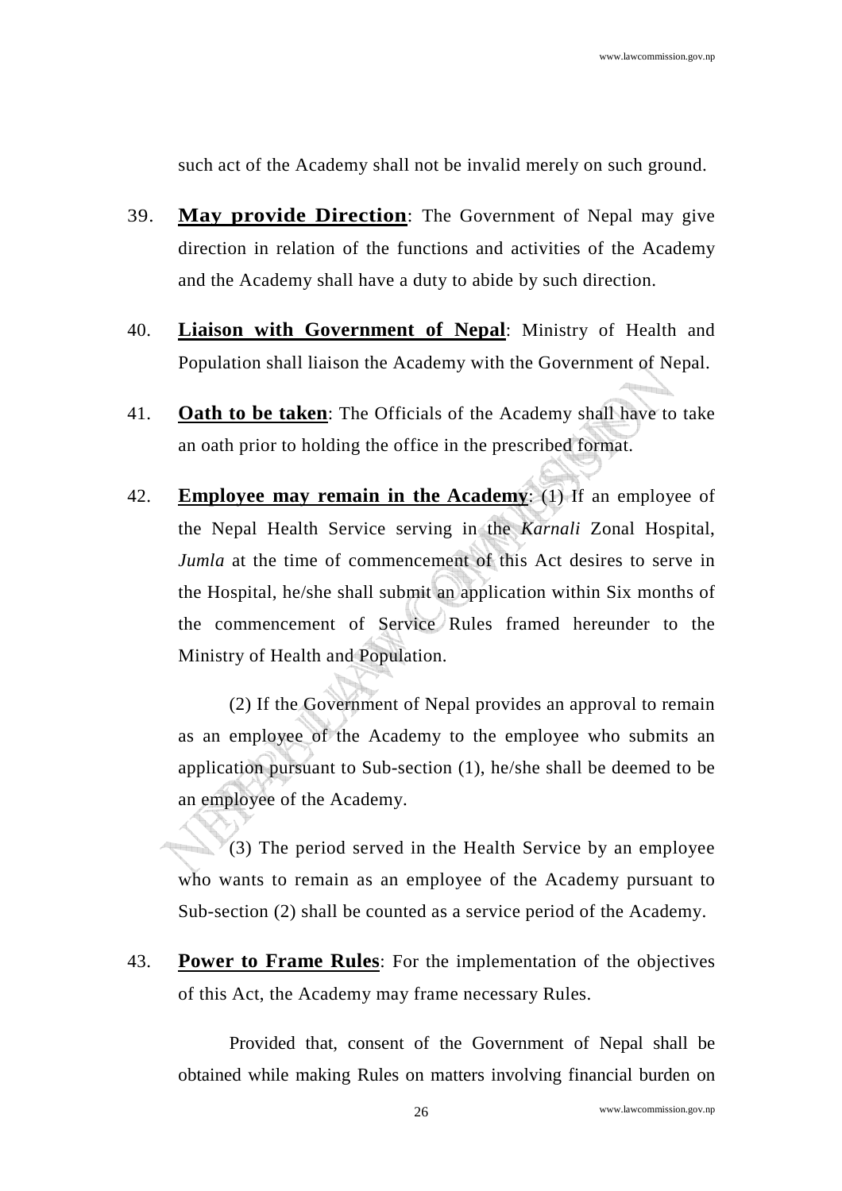such act of the Academy shall not be invalid merely on such ground.

39. **May provide Direction**: The Government of Nepal may give direction in relation of the functions and activities of the Academy and the Academy shall have a duty to abide by such direction.

40. **Liaison with Government of Nepal**: Ministry of Health and Population shall liaison the Academy with the Government of Nepal.

41. **Oath to be taken**: The Officials of the Academy shall have to take an oath prior to holding the office in the prescribed format.

42. **Employee may remain in the Academy**: (1) If an employee of the Nepal Health Service serving in the *Karnali* Zonal Hospital, *Jumla* at the time of commencement of this Act desires to serve in the Hospital, he/she shall submit an application within Six months of the commencement of Service Rules framed hereunder to the Ministry of Health and Population.

(2) If the Government of Nepal provides an approval to remain as an employee of the Academy to the employee who submits an application pursuant to Sub-section (1), he/she shall be deemed to be an employee of the Academy.

(3) The period served in the Health Service by an employee who wants to remain as an employee of the Academy pursuant to Sub-section (2) shall be counted as a service period of the Academy.

43. **Power to Frame Rules**: For the implementation of the objectives of this Act, the Academy may frame necessary Rules.

Provided that, consent of the Government of Nepal shall be obtained while making Rules on matters involving financial burden on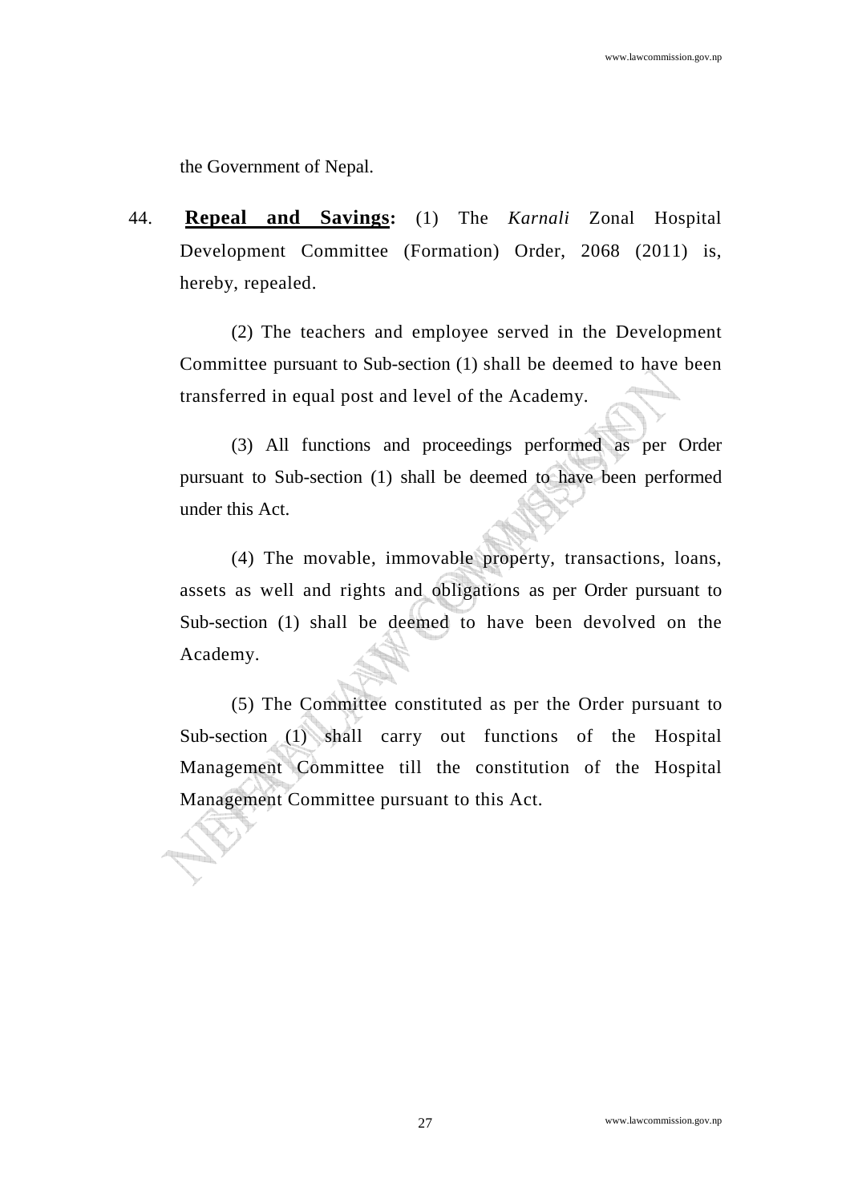the Government of Nepal.

44. **Repeal and Savings:** (1) The *Karnali* Zonal Hospital Development Committee (Formation) Order, 2068 (2011) is, hereby, repealed.

(2) The teachers and employee served in the Development Committee pursuant to Sub-section (1) shall be deemed to have been transferred in equal post and level of the Academy.

(3) All functions and proceedings performed as per Order pursuant to Sub-section (1) shall be deemed to have been performed under this Act.

(4) The movable, immovable property, transactions, loans, assets as well and rights and obligations as per Order pursuant to Sub-section (1) shall be deemed to have been devolved on the Academy.

(5) The Committee constituted as per the Order pursuant to Sub-section (1) shall carry out functions of the Hospital Management Committee till the constitution of the Hospital Management Committee pursuant to this Act.